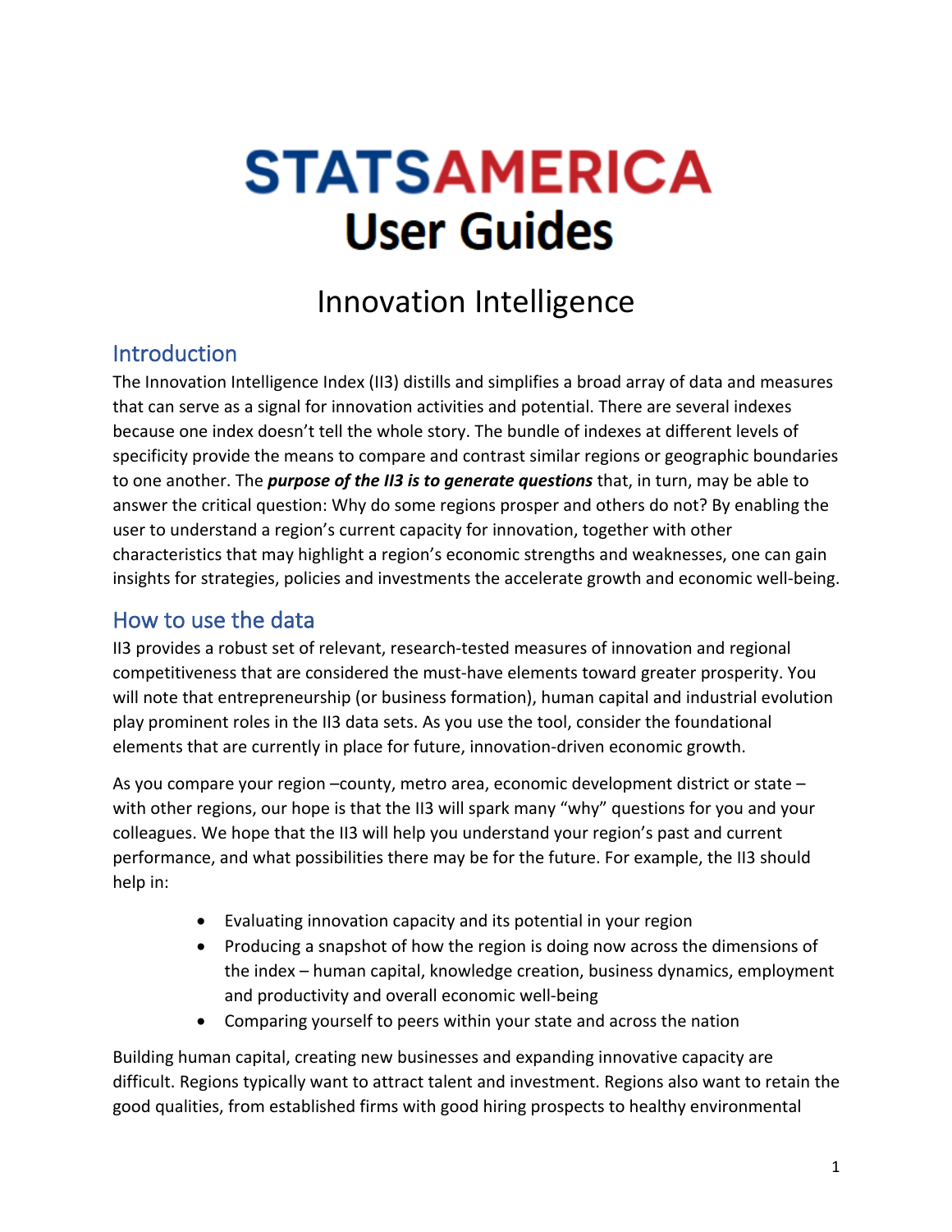# STATSAMERICA User Guides

## Innovation Intelligence

### Introduction

The Innovation Intelligence Index (II3) distills and simplifies a broad array of data and measures that can serve as a signal for innovation activities and potential. There are several indexes because one index doesn't tell the whole story. The bundle of indexes at different levels of specificity provide the means to compare and contrast similar regions or geographic boundaries to one another. The ***purpose of the II3 is to generate questions*** that, in turn, may be able to answer the critical question: Why do some regions prosper and others do not? By enabling the user to understand a region's current capacity for innovation, together with other characteristics that may highlight a region's economic strengths and weaknesses, one can gain insights for strategies, policies and investments the accelerate growth and economic well-being.

### How to use the data

II3 provides a robust set of relevant, research-tested measures of innovation and regional competitiveness that are considered the must-have elements toward greater prosperity. You will note that entrepreneurship (or business formation), human capital and industrial evolution play prominent roles in the II3 data sets. As you use the tool, consider the foundational elements that are currently in place for future, innovation-driven economic growth.

As you compare your region –county, metro area, economic development district or state – with other regions, our hope is that the II3 will spark many "why" questions for you and your colleagues. We hope that the II3 will help you understand your region's past and current performance, and what possibilities there may be for the future. For example, the II3 should help in:

- Evaluating innovation capacity and its potential in your region
- Producing a snapshot of how the region is doing now across the dimensions of the index – human capital, knowledge creation, business dynamics, employment and productivity and overall economic well-being
- Comparing yourself to peers within your state and across the nation

Building human capital, creating new businesses and expanding innovative capacity are difficult. Regions typically want to attract talent and investment. Regions also want to retain the good qualities, from established firms with good hiring prospects to healthy environmental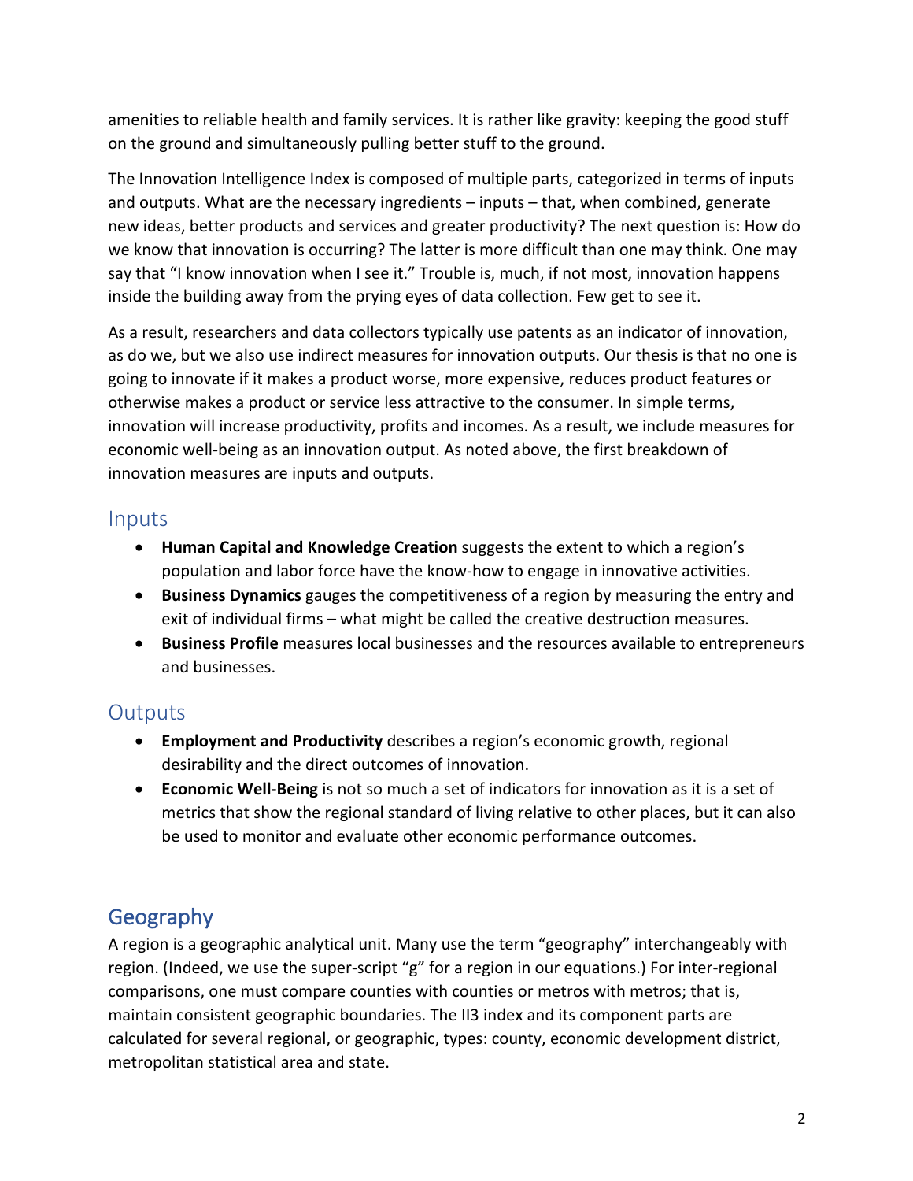amenities to reliable health and family services. It is rather like gravity: keeping the good stuff on the ground and simultaneously pulling better stuff to the ground.

The Innovation Intelligence Index is composed of multiple parts, categorized in terms of inputs and outputs. What are the necessary ingredients – inputs – that, when combined, generate new ideas, better products and services and greater productivity? The next question is: How do we know that innovation is occurring? The latter is more difficult than one may think. One may say that "I know innovation when I see it." Trouble is, much, if not most, innovation happens inside the building away from the prying eyes of data collection. Few get to see it.

As a result, researchers and data collectors typically use patents as an indicator of innovation, as do we, but we also use indirect measures for innovation outputs. Our thesis is that no one is going to innovate if it makes a product worse, more expensive, reduces product features or otherwise makes a product or service less attractive to the consumer. In simple terms, innovation will increase productivity, profits and incomes. As a result, we include measures for economic well-being as an innovation output. As noted above, the first breakdown of innovation measures are inputs and outputs.

### Inputs

- **Human Capital and Knowledge Creation** suggests the extent to which a region's population and labor force have the know-how to engage in innovative activities.
- **Business Dynamics** gauges the competitiveness of a region by measuring the entry and exit of individual firms – what might be called the creative destruction measures.
- **Business Profile** measures local businesses and the resources available to entrepreneurs and businesses.

### Outputs

- **Employment and Productivity** describes a region's economic growth, regional desirability and the direct outcomes of innovation.
- **Economic Well-Being** is not so much a set of indicators for innovation as it is a set of metrics that show the regional standard of living relative to other places, but it can also be used to monitor and evaluate other economic performance outcomes.

## Geography

A region is a geographic analytical unit. Many use the term "geography" interchangeably with region. (Indeed, we use the super-script "g" for a region in our equations.) For inter-regional comparisons, one must compare counties with counties or metros with metros; that is, maintain consistent geographic boundaries. The II3 index and its component parts are calculated for several regional, or geographic, types: county, economic development district, metropolitan statistical area and state.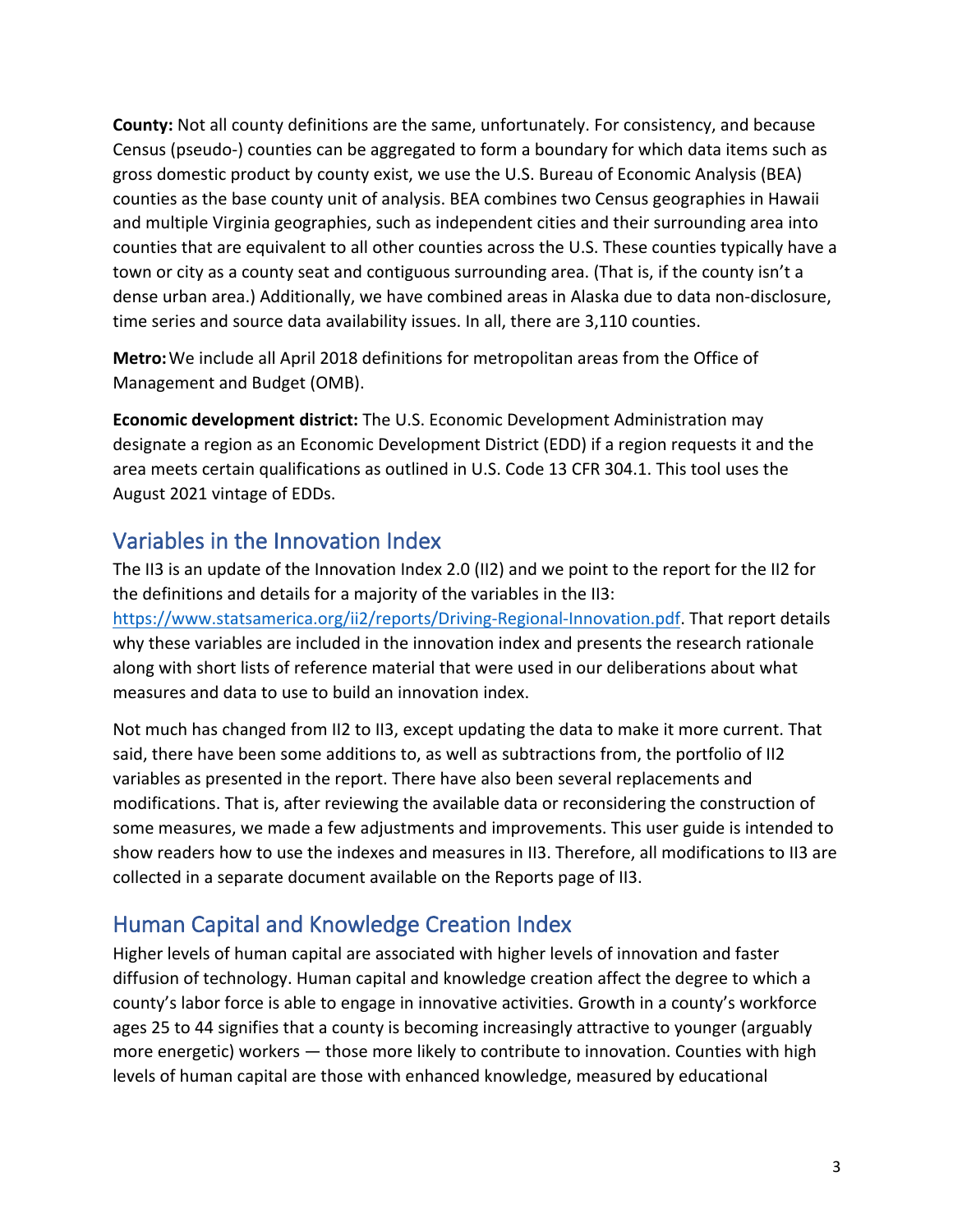**County:** Not all county definitions are the same, unfortunately. For consistency, and because Census (pseudo-) counties can be aggregated to form a boundary for which data items such as gross domestic product by county exist, we use the U.S. Bureau of Economic Analysis (BEA) counties as the base county unit of analysis. BEA combines two Census geographies in Hawaii and multiple Virginia geographies, such as independent cities and their surrounding area into counties that are equivalent to all other counties across the U.S. These counties typically have a town or city as a county seat and contiguous surrounding area. (That is, if the county isn't a dense urban area.) Additionally, we have combined areas in Alaska due to data non-disclosure, time series and source data availability issues. In all, there are 3,110 counties.

**Metro:** We include all April 2018 definitions for metropolitan areas from the Office of Management and Budget (OMB).

**Economic development district:** The U.S. Economic Development Administration may designate a region as an Economic Development District (EDD) if a region requests it and the area meets certain qualifications as outlined in U.S. Code 13 CFR 304.1. This tool uses the August 2021 vintage of EDDs.

## Variables in the Innovation Index

The II3 is an update of the Innovation Index 2.0 (II2) and we point to the report for the II2 for the definitions and details for a majority of the variables in the II3: [https://www.statsamerica.org/ii2/reports/Driving-Regional-Innovation.pdf](https://www.statsamerica.org/ii2/reports/Driving-Regional-Innovation.pdf). That report details why these variables are included in the innovation index and presents the research rationale along with short lists of reference material that were used in our deliberations about what measures and data to use to build an innovation index.

Not much has changed from II2 to II3, except updating the data to make it more current. That said, there have been some additions to, as well as subtractions from, the portfolio of II2 variables as presented in the report. There have also been several replacements and modifications. That is, after reviewing the available data or reconsidering the construction of some measures, we made a few adjustments and improvements. This user guide is intended to show readers how to use the indexes and measures in II3. Therefore, all modifications to II3 are collected in a separate document available on the Reports page of II3.

## Human Capital and Knowledge Creation Index

Higher levels of human capital are associated with higher levels of innovation and faster diffusion of technology. Human capital and knowledge creation affect the degree to which a county's labor force is able to engage in innovative activities. Growth in a county's workforce ages 25 to 44 signifies that a county is becoming increasingly attractive to younger (arguably more energetic) workers — those more likely to contribute to innovation. Counties with high levels of human capital are those with enhanced knowledge, measured by educational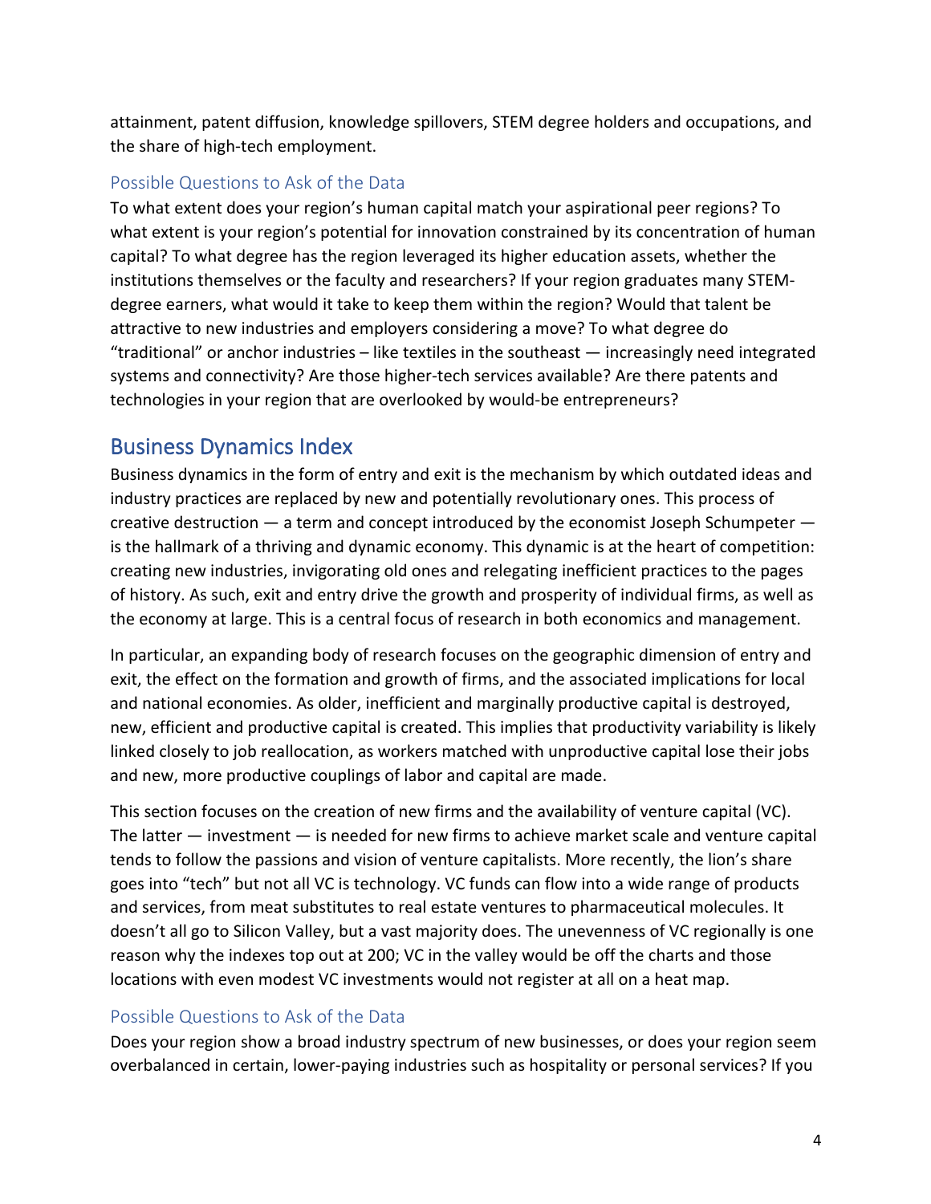attainment, patent diffusion, knowledge spillovers, STEM degree holders and occupations, and the share of high-tech employment.

### Possible Questions to Ask of the Data

To what extent does your region's human capital match your aspirational peer regions? To what extent is your region's potential for innovation constrained by its concentration of human capital? To what degree has the region leveraged its higher education assets, whether the institutions themselves or the faculty and researchers? If your region graduates many STEM-degree earners, what would it take to keep them within the region? Would that talent be attractive to new industries and employers considering a move? To what degree do "traditional" or anchor industries – like textiles in the southeast — increasingly need integrated systems and connectivity? Are those higher-tech services available? Are there patents and technologies in your region that are overlooked by would-be entrepreneurs?

## Business Dynamics Index

Business dynamics in the form of entry and exit is the mechanism by which outdated ideas and industry practices are replaced by new and potentially revolutionary ones. This process of creative destruction — a term and concept introduced by the economist Joseph Schumpeter — is the hallmark of a thriving and dynamic economy. This dynamic is at the heart of competition: creating new industries, invigorating old ones and relegating inefficient practices to the pages of history. As such, exit and entry drive the growth and prosperity of individual firms, as well as the economy at large. This is a central focus of research in both economics and management.

In particular, an expanding body of research focuses on the geographic dimension of entry and exit, the effect on the formation and growth of firms, and the associated implications for local and national economies. As older, inefficient and marginally productive capital is destroyed, new, efficient and productive capital is created. This implies that productivity variability is likely linked closely to job reallocation, as workers matched with unproductive capital lose their jobs and new, more productive couplings of labor and capital are made.

This section focuses on the creation of new firms and the availability of venture capital (VC). The latter — investment — is needed for new firms to achieve market scale and venture capital tends to follow the passions and vision of venture capitalists. More recently, the lion's share goes into "tech" but not all VC is technology. VC funds can flow into a wide range of products and services, from meat substitutes to real estate ventures to pharmaceutical molecules. It doesn't all go to Silicon Valley, but a vast majority does. The unevenness of VC regionally is one reason why the indexes top out at 200; VC in the valley would be off the charts and those locations with even modest VC investments would not register at all on a heat map.

### Possible Questions to Ask of the Data

Does your region show a broad industry spectrum of new businesses, or does your region seem overbalanced in certain, lower-paying industries such as hospitality or personal services? If you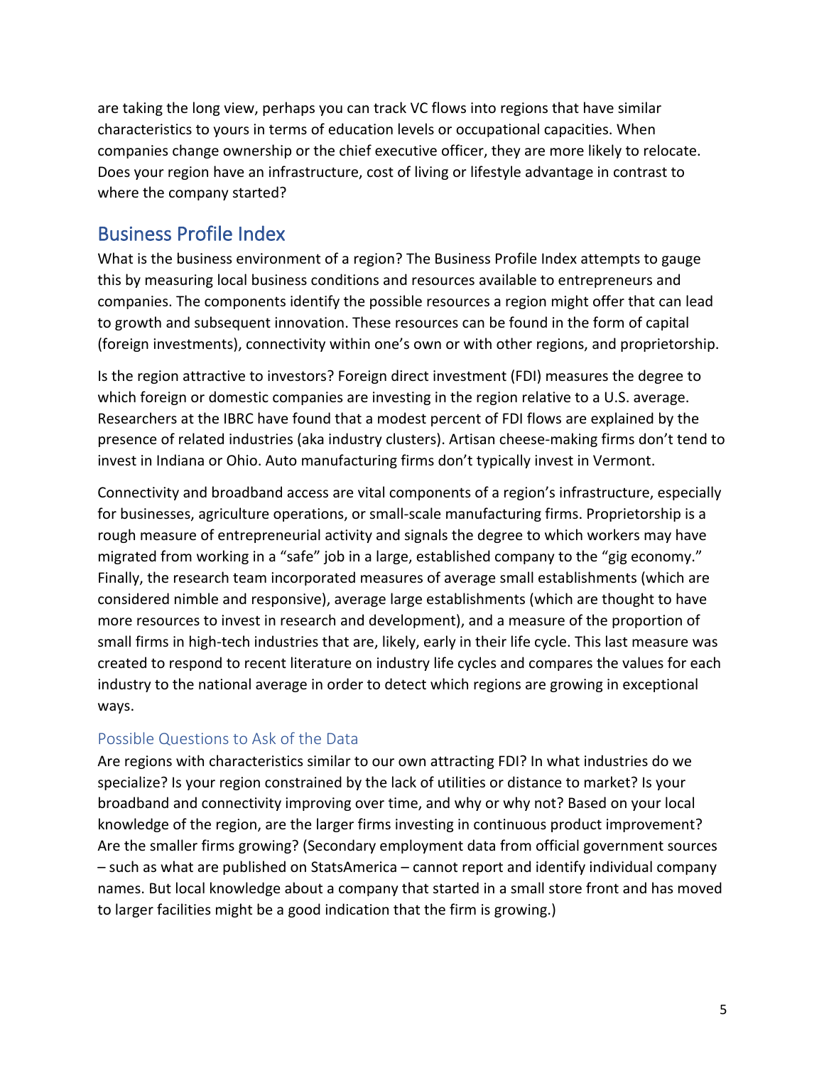are taking the long view, perhaps you can track VC flows into regions that have similar characteristics to yours in terms of education levels or occupational capacities. When companies change ownership or the chief executive officer, they are more likely to relocate. Does your region have an infrastructure, cost of living or lifestyle advantage in contrast to where the company started?

## Business Profile Index

What is the business environment of a region? The Business Profile Index attempts to gauge this by measuring local business conditions and resources available to entrepreneurs and companies. The components identify the possible resources a region might offer that can lead to growth and subsequent innovation. These resources can be found in the form of capital (foreign investments), connectivity within one's own or with other regions, and proprietorship.

Is the region attractive to investors? Foreign direct investment (FDI) measures the degree to which foreign or domestic companies are investing in the region relative to a U.S. average. Researchers at the IBRC have found that a modest percent of FDI flows are explained by the presence of related industries (aka industry clusters). Artisan cheese-making firms don't tend to invest in Indiana or Ohio. Auto manufacturing firms don't typically invest in Vermont.

Connectivity and broadband access are vital components of a region's infrastructure, especially for businesses, agriculture operations, or small-scale manufacturing firms. Proprietorship is a rough measure of entrepreneurial activity and signals the degree to which workers may have migrated from working in a "safe" job in a large, established company to the "gig economy." Finally, the research team incorporated measures of average small establishments (which are considered nimble and responsive), average large establishments (which are thought to have more resources to invest in research and development), and a measure of the proportion of small firms in high-tech industries that are, likely, early in their life cycle. This last measure was created to respond to recent literature on industry life cycles and compares the values for each industry to the national average in order to detect which regions are growing in exceptional ways.

### Possible Questions to Ask of the Data

Are regions with characteristics similar to our own attracting FDI? In what industries do we specialize? Is your region constrained by the lack of utilities or distance to market? Is your broadband and connectivity improving over time, and why or why not? Based on your local knowledge of the region, are the larger firms investing in continuous product improvement? Are the smaller firms growing? (Secondary employment data from official government sources – such as what are published on StatsAmerica – cannot report and identify individual company names. But local knowledge about a company that started in a small store front and has moved to larger facilities might be a good indication that the firm is growing.)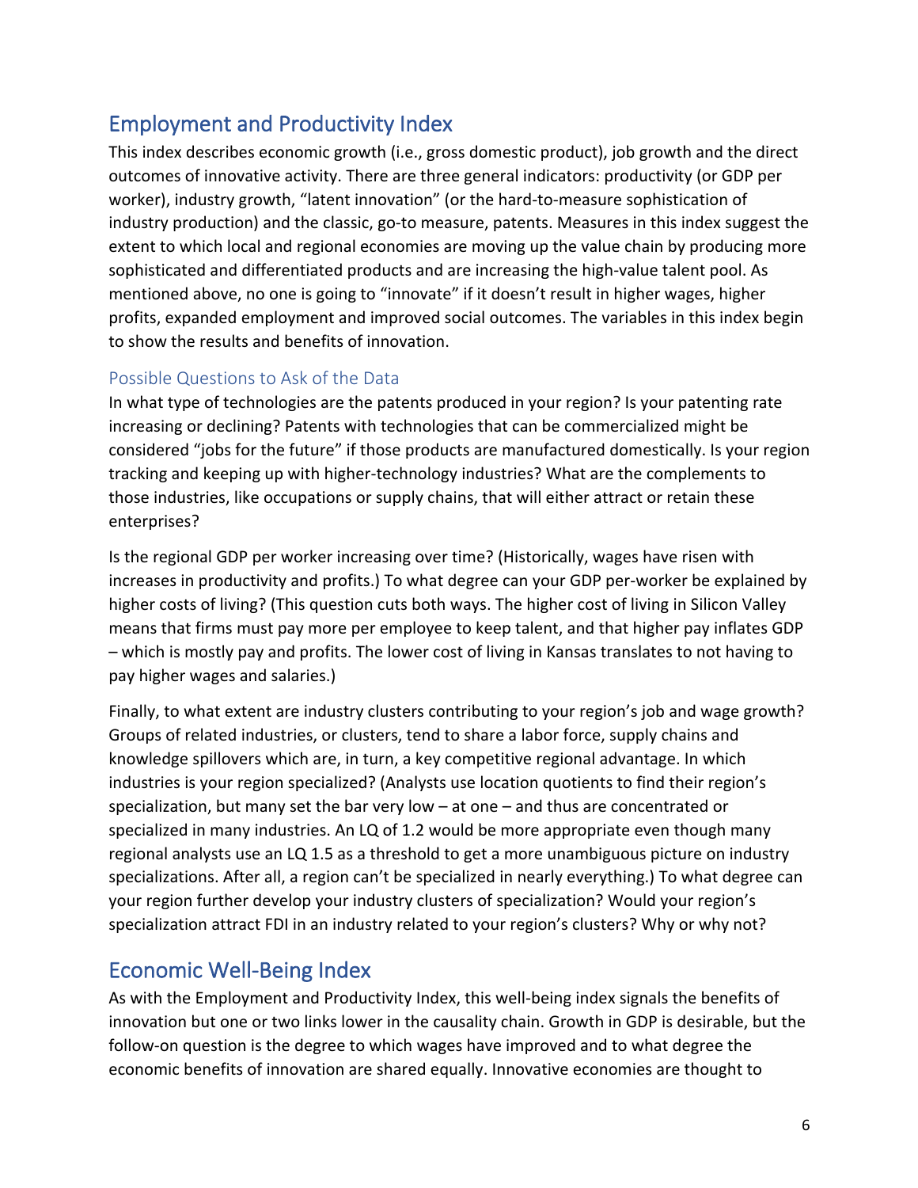## Employment and Productivity Index

This index describes economic growth (i.e., gross domestic product), job growth and the direct outcomes of innovative activity. There are three general indicators: productivity (or GDP per worker), industry growth, "latent innovation" (or the hard-to-measure sophistication of industry production) and the classic, go-to measure, patents. Measures in this index suggest the extent to which local and regional economies are moving up the value chain by producing more sophisticated and differentiated products and are increasing the high-value talent pool. As mentioned above, no one is going to "innovate" if it doesn't result in higher wages, higher profits, expanded employment and improved social outcomes. The variables in this index begin to show the results and benefits of innovation.

### Possible Questions to Ask of the Data

In what type of technologies are the patents produced in your region? Is your patenting rate increasing or declining? Patents with technologies that can be commercialized might be considered "jobs for the future" if those products are manufactured domestically. Is your region tracking and keeping up with higher-technology industries? What are the complements to those industries, like occupations or supply chains, that will either attract or retain these enterprises?

Is the regional GDP per worker increasing over time? (Historically, wages have risen with increases in productivity and profits.) To what degree can your GDP per-worker be explained by higher costs of living? (This question cuts both ways. The higher cost of living in Silicon Valley means that firms must pay more per employee to keep talent, and that higher pay inflates GDP – which is mostly pay and profits. The lower cost of living in Kansas translates to not having to pay higher wages and salaries.)

Finally, to what extent are industry clusters contributing to your region's job and wage growth? Groups of related industries, or clusters, tend to share a labor force, supply chains and knowledge spillovers which are, in turn, a key competitive regional advantage. In which industries is your region specialized? (Analysts use location quotients to find their region's specialization, but many set the bar very low – at one – and thus are concentrated or specialized in many industries. An LQ of 1.2 would be more appropriate even though many regional analysts use an LQ 1.5 as a threshold to get a more unambiguous picture on industry specializations. After all, a region can't be specialized in nearly everything.) To what degree can your region further develop your industry clusters of specialization? Would your region's specialization attract FDI in an industry related to your region's clusters? Why or why not?

## Economic Well-Being Index

As with the Employment and Productivity Index, this well-being index signals the benefits of innovation but one or two links lower in the causality chain. Growth in GDP is desirable, but the follow-on question is the degree to which wages have improved and to what degree the economic benefits of innovation are shared equally. Innovative economies are thought to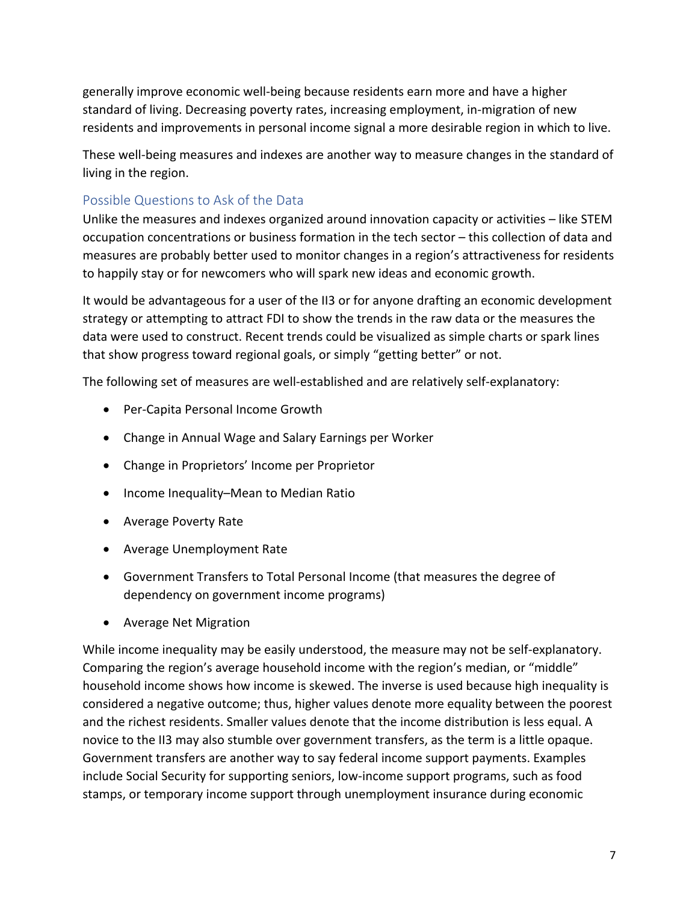generally improve economic well-being because residents earn more and have a higher standard of living. Decreasing poverty rates, increasing employment, in-migration of new residents and improvements in personal income signal a more desirable region in which to live.

These well-being measures and indexes are another way to measure changes in the standard of living in the region.

## Possible Questions to Ask of the Data

Unlike the measures and indexes organized around innovation capacity or activities – like STEM occupation concentrations or business formation in the tech sector – this collection of data and measures are probably better used to monitor changes in a region's attractiveness for residents to happily stay or for newcomers who will spark new ideas and economic growth.

It would be advantageous for a user of the II3 or for anyone drafting an economic development strategy or attempting to attract FDI to show the trends in the raw data or the measures the data were used to construct. Recent trends could be visualized as simple charts or spark lines that show progress toward regional goals, or simply "getting better" or not.

The following set of measures are well-established and are relatively self-explanatory:

- Per-Capita Personal Income Growth
- Change in Annual Wage and Salary Earnings per Worker
- Change in Proprietors' Income per Proprietor
- Income Inequality–Mean to Median Ratio
- Average Poverty Rate
- Average Unemployment Rate
- Government Transfers to Total Personal Income (that measures the degree of dependency on government income programs)
- Average Net Migration

While income inequality may be easily understood, the measure may not be self-explanatory. Comparing the region's average household income with the region's median, or "middle" household income shows how income is skewed. The inverse is used because high inequality is considered a negative outcome; thus, higher values denote more equality between the poorest and the richest residents. Smaller values denote that the income distribution is less equal. A novice to the II3 may also stumble over government transfers, as the term is a little opaque. Government transfers are another way to say federal income support payments. Examples include Social Security for supporting seniors, low-income support programs, such as food stamps, or temporary income support through unemployment insurance during economic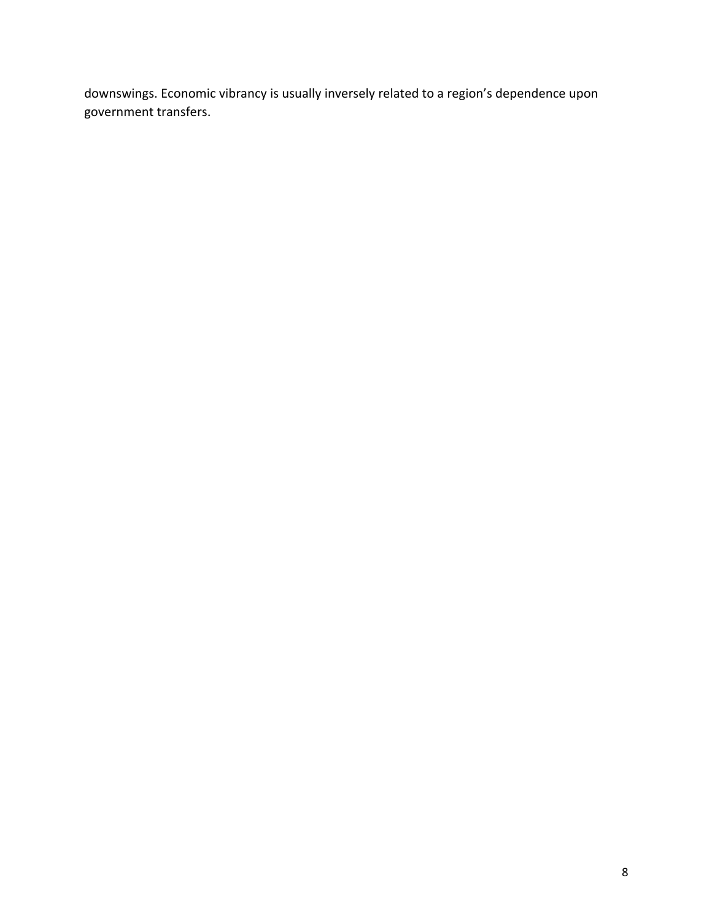downswings. Economic vibrancy is usually inversely related to a region's dependence upon government transfers.